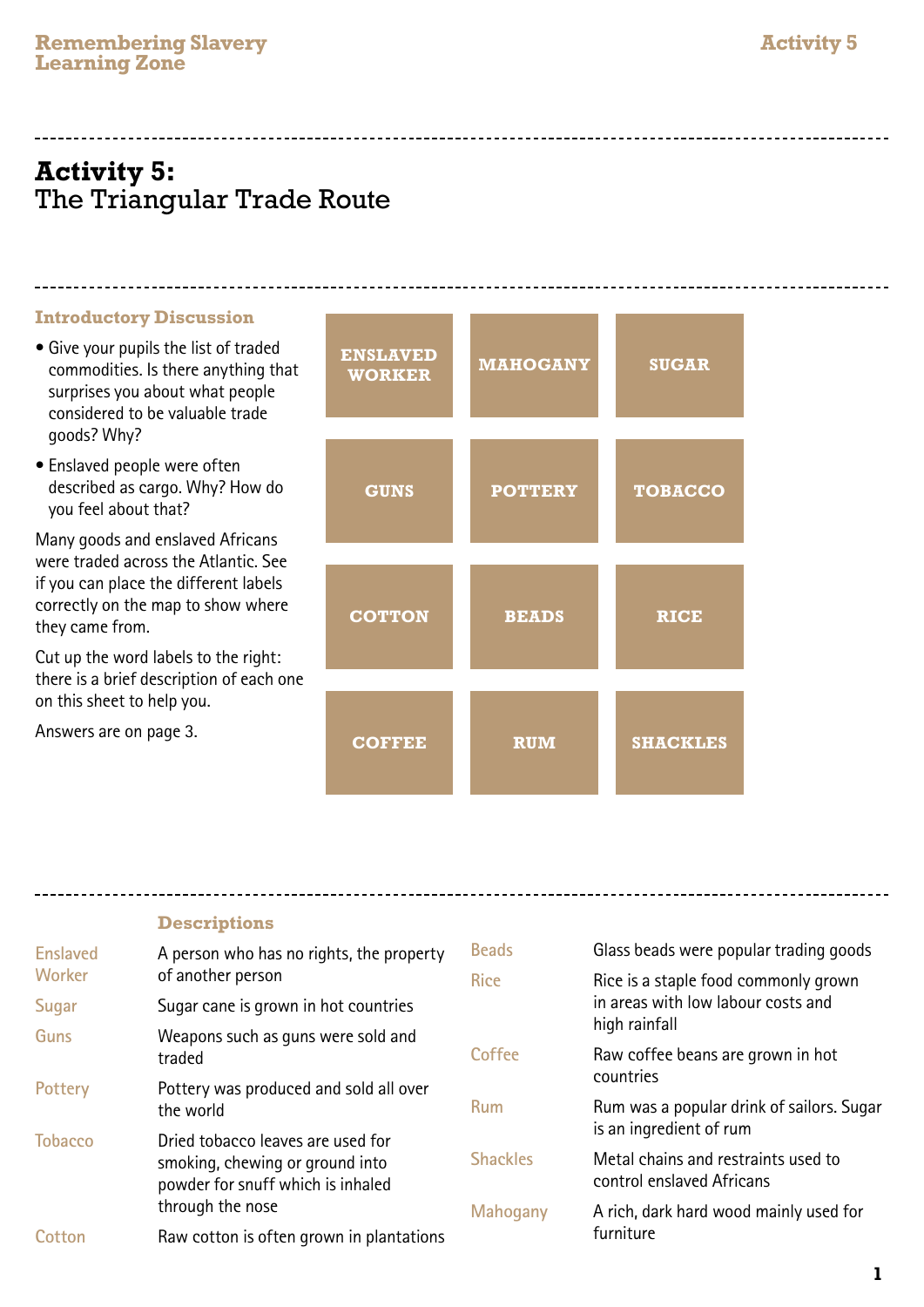# Activity 5:
The Triangular Trade Route

### Introductory Discussion

- Give your pupils the list of traded commodities. Is there anything that surprises you about what people considered to be valuable trade goods? Why?
- Enslaved people were often described as cargo. Why? How do you feel about that?

Many goods and enslaved Africans were traded across the Atlantic. See if you can place the different labels correctly on the map to show where they came from.

Cut up the word labels to the right: there is a brief description of each one on this sheet to help you.

Answers are on page 3.

| | | |
|---|---|---|
| **ENSLAVED WORKER** | **MAHOGANY** | **SUGAR** |
| **GUNS** | **POTTERY** | **TOBACCO** |
| **COTTON** | **BEADS** | **RICE** |
| **COFFEE** | **RUM** | **SHACKLES** |

### Descriptions

| | |
|---|---|
| Enslaved Worker | A person who has no rights, the property of another person |
| Sugar | Sugar cane is grown in hot countries |
| Guns | Weapons such as guns were sold and traded |
| Pottery | Pottery was produced and sold all over the world |
| Tobacco | Dried tobacco leaves are used for smoking, chewing or ground into powder for snuff which is inhaled through the nose |
| Cotton | Raw cotton is often grown in plantations |
| Beads | Glass beads were popular trading goods |
| Rice | Rice is a staple food commonly grown in areas with low labour costs and high rainfall |
| Coffee | Raw coffee beans are grown in hot countries |
| Rum | Rum was a popular drink of sailors. Sugar is an ingredient of rum |
| Shackles | Metal chains and restraints used to control enslaved Africans |
| Mahogany | A rich, dark hard wood mainly used for furniture |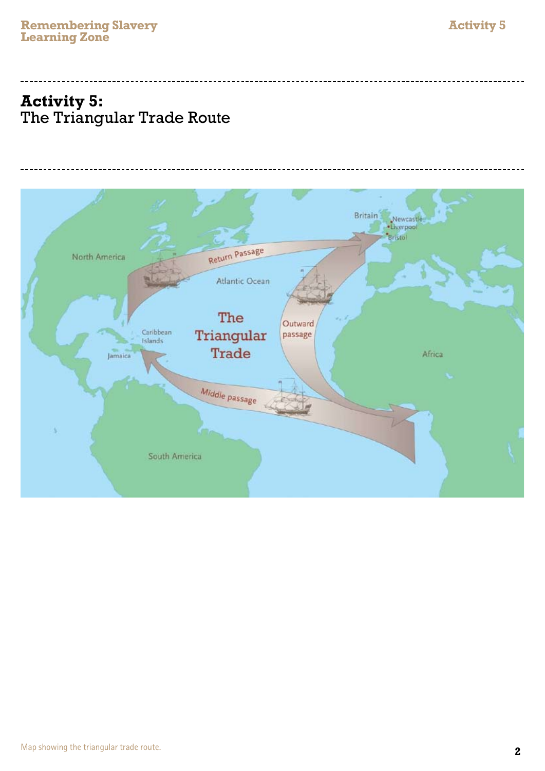# Activity 5:
The Triangular Trade Route

Map showing the triangular trade route.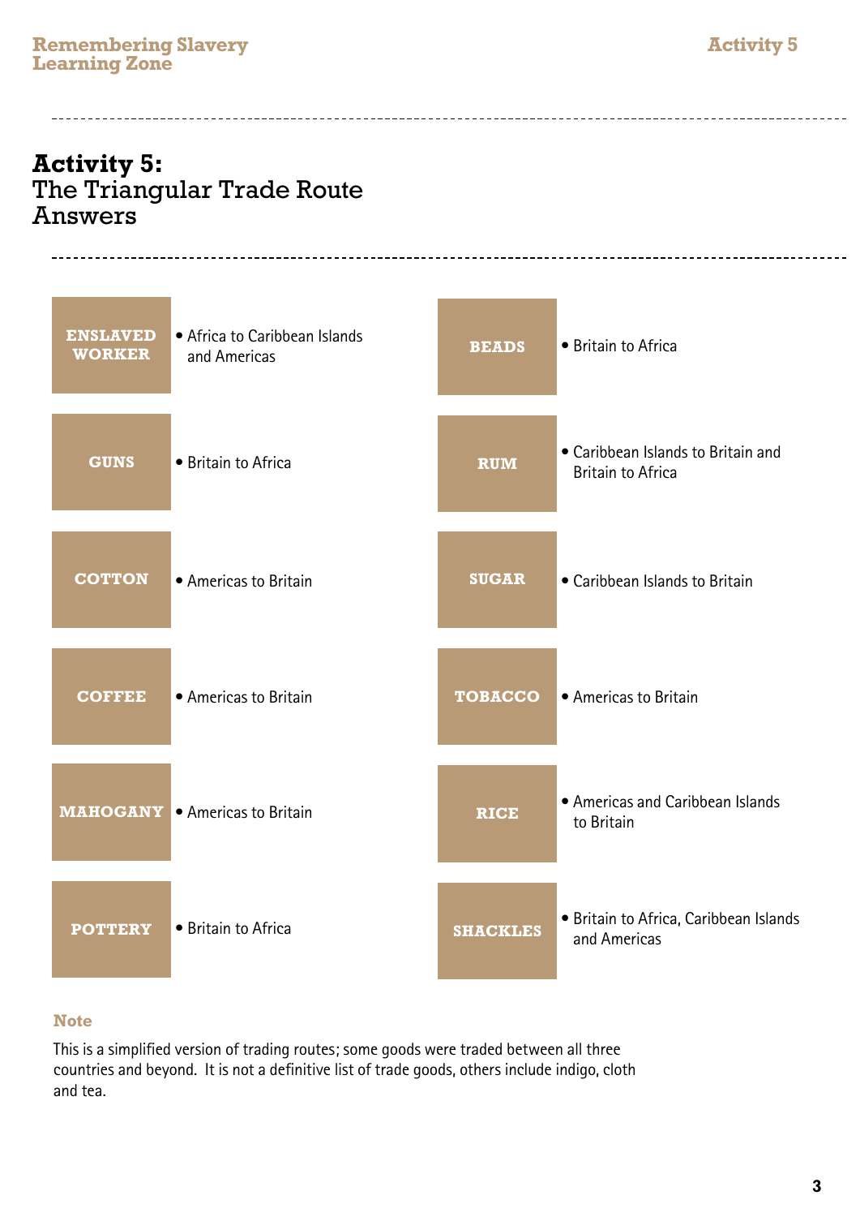# Activity 5:
## The Triangular Trade Route
## Answers

| | |
|---|---|
| **ENSLAVED WORKER** | • Africa to Caribbean Islands and Americas |
| **GUNS** | • Britain to Africa |
| **COTTON** | • Americas to Britain |
| **COFFEE** | • Americas to Britain |
| **MAHOGANY** | • Americas to Britain |
| **POTTERY** | • Britain to Africa |
| **BEADS** | • Britain to Africa |
| **RUM** | • Caribbean Islands to Britain and Britain to Africa |
| **SUGAR** | • Caribbean Islands to Britain |
| **TOBACCO** | • Americas to Britain |
| **RICE** | • Americas and Caribbean Islands to Britain |
| **SHACKLES** | • Britain to Africa, Caribbean Islands and Americas |

### Note

This is a simplified version of trading routes; some goods were traded between all three countries and beyond. It is not a definitive list of trade goods, others include indigo, cloth and tea.